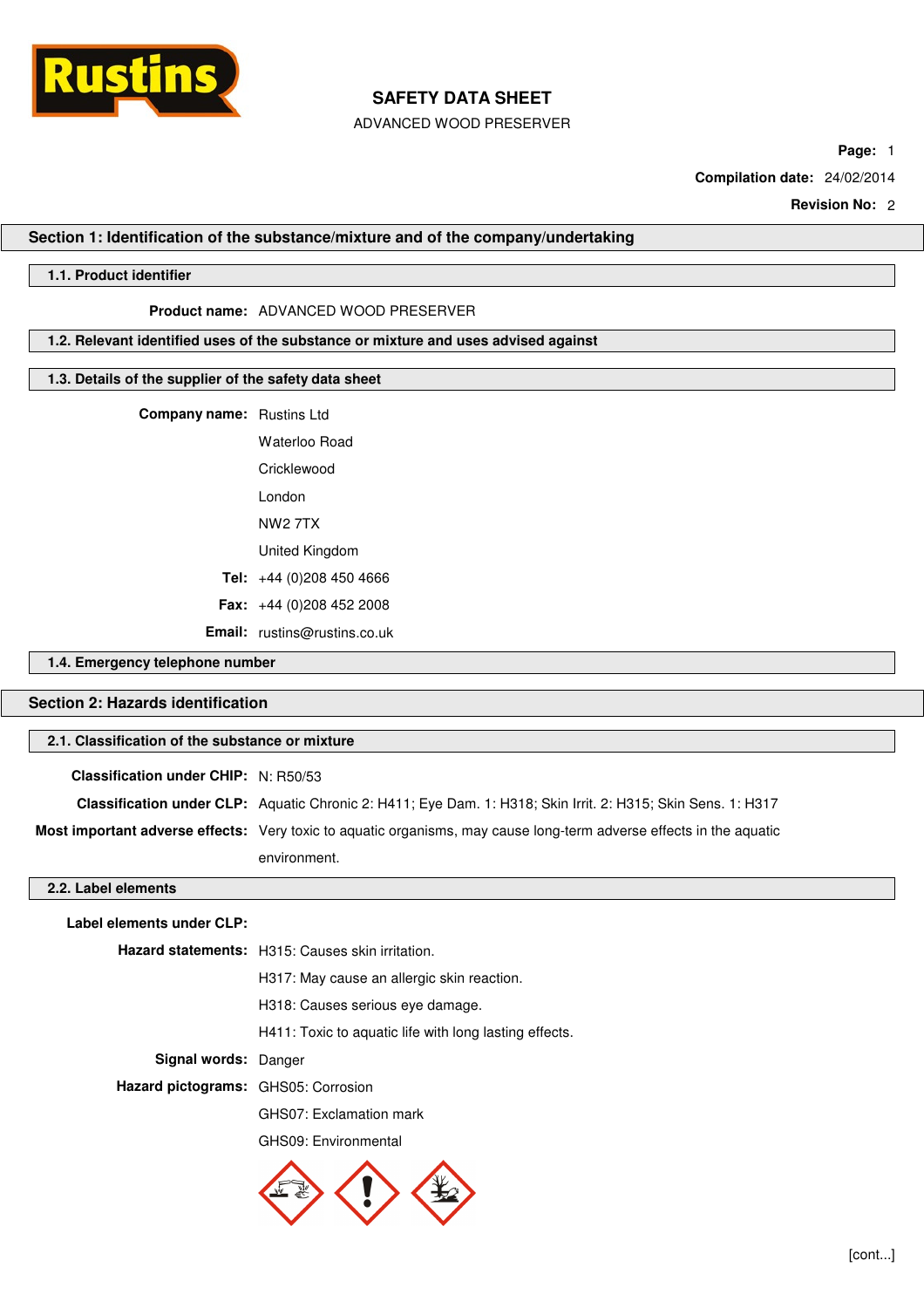# SAFETY DATA SHEET

ADVANCED WOOD PRESERVER

**Page:** 1

**Compilation date:** 24/02/2014

**Revision No:** 2

## Section 1: Identification of the substance/mixture and of the company/undertaking

### 1.1. Product identifier

**Product name:** ADVANCED WOOD PRESERVER

### 1.2. Relevant identified uses of the substance or mixture and uses advised against

### 1.3. Details of the supplier of the safety data sheet

**Company name:** Rustins Ltd
Waterloo Road
Cricklewood
London
NW2 7TX
United Kingdom

**Tel:** +44 (0)208 450 4666

**Fax:** +44 (0)208 452 2008

**Email:** rustins@rustins.co.uk

### 1.4. Emergency telephone number

## Section 2: Hazards identification

### 2.1. Classification of the substance or mixture

**Classification under CHIP:** N: R50/53

**Classification under CLP:** Aquatic Chronic 2: H411; Eye Dam. 1: H318; Skin Irrit. 2: H315; Skin Sens. 1: H317

**Most important adverse effects:** Very toxic to aquatic organisms, may cause long-term adverse effects in the aquatic environment.

### 2.2. Label elements

**Label elements under CLP:**

**Hazard statements:** H315: Causes skin irritation.
H317: May cause an allergic skin reaction.
H318: Causes serious eye damage.
H411: Toxic to aquatic life with long lasting effects.

**Signal words:** Danger

**Hazard pictograms:** GHS05: Corrosion
GHS07: Exclamation mark
GHS09: Environmental

[cont...]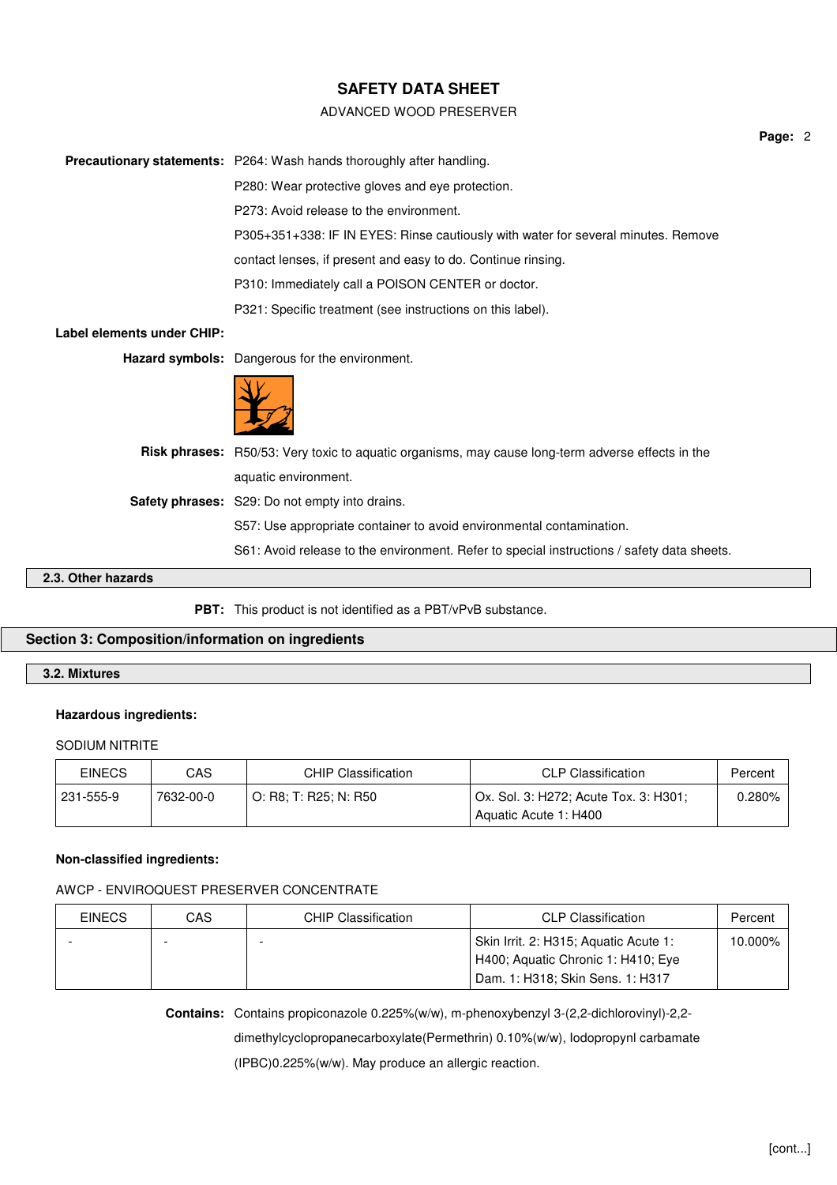**Precautionary statements:** P264: Wash hands thoroughly after handling.

P280: Wear protective gloves and eye protection.

P273: Avoid release to the environment.

P305+351+338: IF IN EYES: Rinse cautiously with water for several minutes. Remove contact lenses, if present and easy to do. Continue rinsing.

P310: Immediately call a POISON CENTER or doctor.

P321: Specific treatment (see instructions on this label).

**Label elements under CHIP:**

**Hazard symbols:** Dangerous for the environment.

**Risk phrases:** R50/53: Very toxic to aquatic organisms, may cause long-term adverse effects in the aquatic environment.

**Safety phrases:** S29: Do not empty into drains.

S57: Use appropriate container to avoid environmental contamination.

S61: Avoid release to the environment. Refer to special instructions / safety data sheets.

### 2.3. Other hazards

**PBT:** This product is not identified as a PBT/vPvB substance.

## Section 3: Composition/information on ingredients

### 3.2. Mixtures

**Hazardous ingredients:**

SODIUM NITRITE

| EINECS | CAS | CHIP Classification | CLP Classification | Percent |
|---|---|---|---|---|
| 231-555-9 | 7632-00-0 | O: R8; T: R25; N: R50 | Ox. Sol. 3: H272; Acute Tox. 3: H301; Aquatic Acute 1: H400 | 0.280% |

**Non-classified ingredients:**

AWCP - ENVIROQUEST PRESERVER CONCENTRATE

| EINECS | CAS | CHIP Classification | CLP Classification | Percent |
|---|---|---|---|---|
| - | - | - | Skin Irrit. 2: H315; Aquatic Acute 1: H400; Aquatic Chronic 1: H410; Eye Dam. 1: H318; Skin Sens. 1: H317 | 10.000% |

**Contains:** Contains propiconazole 0.225%(w/w), m-phenoxybenzyl 3-(2,2-dichlorovinyl)-2,2-dimethylcyclopropanecarboxylate(Permethrin) 0.10%(w/w), Iodopropynl carbamate (IPBC)0.225%(w/w). May produce an allergic reaction.

[cont...]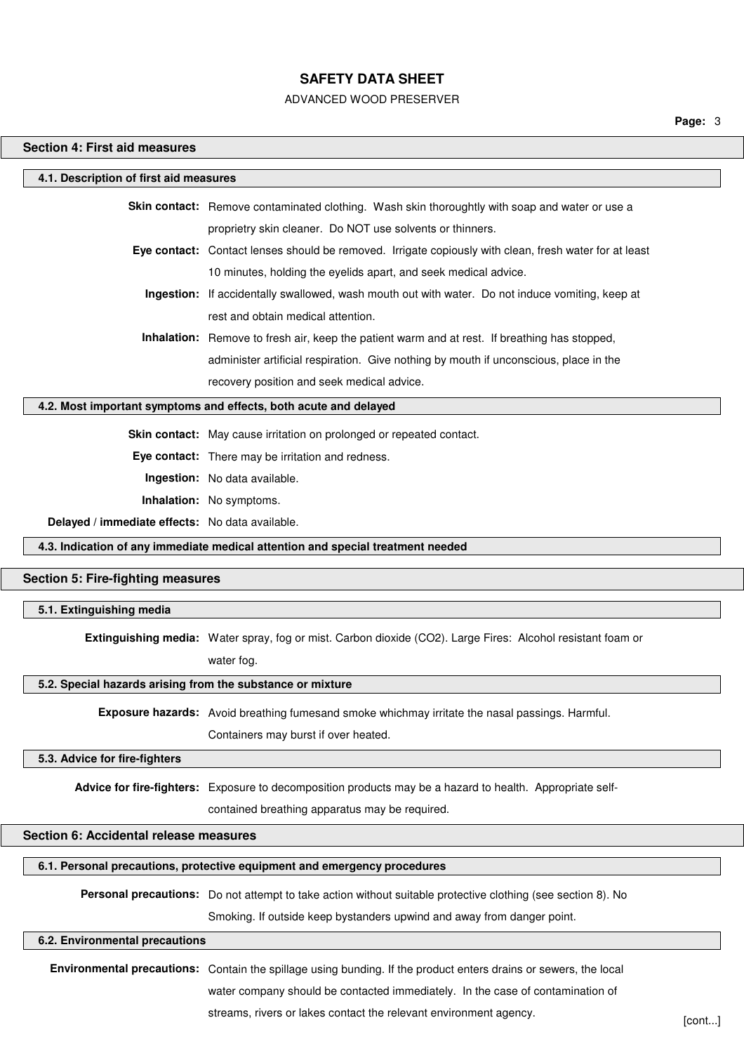## Section 4: First aid measures

### 4.1. Description of first aid measures

**Skin contact:** Remove contaminated clothing. Wash skin thoroughtly with soap and water or use a proprietry skin cleaner. Do NOT use solvents or thinners.

**Eye contact:** Contact lenses should be removed. Irrigate copiously with clean, fresh water for at least 10 minutes, holding the eyelids apart, and seek medical advice.

**Ingestion:** If accidentally swallowed, wash mouth out with water. Do not induce vomiting, keep at rest and obtain medical attention.

**Inhalation:** Remove to fresh air, keep the patient warm and at rest. If breathing has stopped, administer artificial respiration. Give nothing by mouth if unconscious, place in the recovery position and seek medical advice.

### 4.2. Most important symptoms and effects, both acute and delayed

**Skin contact:** May cause irritation on prolonged or repeated contact.

**Eye contact:** There may be irritation and redness.

**Ingestion:** No data available.

**Inhalation:** No symptoms.

**Delayed / immediate effects:** No data available.

### 4.3. Indication of any immediate medical attention and special treatment needed

## Section 5: Fire-fighting measures

### 5.1. Extinguishing media

**Extinguishing media:** Water spray, fog or mist. Carbon dioxide ($CO_2$). Large Fires: Alcohol resistant foam or water fog.

### 5.2. Special hazards arising from the substance or mixture

**Exposure hazards:** Avoid breathing fumesand smoke whichmay irritate the nasal passings. Harmful. Containers may burst if over heated.

### 5.3. Advice for fire-fighters

**Advice for fire-fighters:** Exposure to decomposition products may be a hazard to health. Appropriate self-contained breathing apparatus may be required.

## Section 6: Accidental release measures

### 6.1. Personal precautions, protective equipment and emergency procedures

**Personal precautions:** Do not attempt to take action without suitable protective clothing (see section 8). No Smoking. If outside keep bystanders upwind and away from danger point.

### 6.2. Environmental precautions

**Environmental precautions:** Contain the spillage using bunding. If the product enters drains or sewers, the local water company should be contacted immediately. In the case of contamination of streams, rivers or lakes contact the relevant environment agency.

[cont...]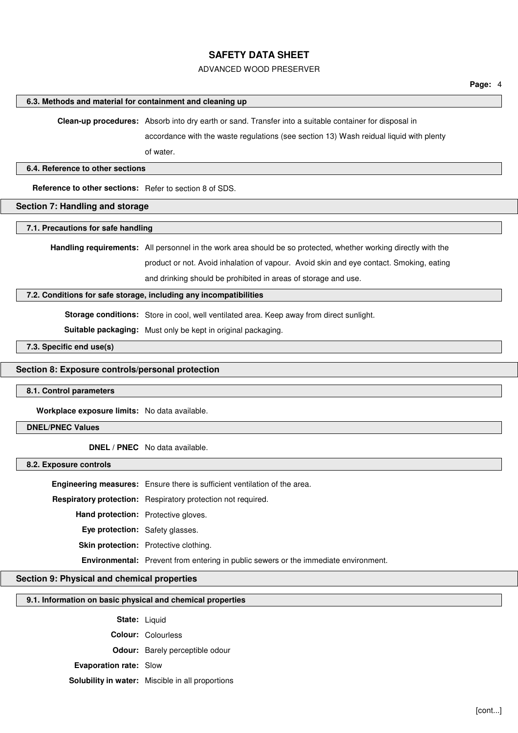### 6.3. Methods and material for containment and cleaning up

**Clean-up procedures:** Absorb into dry earth or sand. Transfer into a suitable container for disposal in accordance with the waste regulations (see section 13) Wash reidual liquid with plenty of water.

### 6.4. Reference to other sections

**Reference to other sections:** Refer to section 8 of SDS.

## Section 7: Handling and storage

### 7.1. Precautions for safe handling

**Handling requirements:** All personnel in the work area should be so protected, whether working directly with the product or not. Avoid inhalation of vapour. Avoid skin and eye contact. Smoking, eating and drinking should be prohibited in areas of storage and use.

### 7.2. Conditions for safe storage, including any incompatibilities

**Storage conditions:** Store in cool, well ventilated area. Keep away from direct sunlight.

**Suitable packaging:** Must only be kept in original packaging.

### 7.3. Specific end use(s)

## Section 8: Exposure controls/personal protection

### 8.1. Control parameters

**Workplace exposure limits:** No data available.

### DNEL/PNEC Values

**DNEL / PNEC** No data available.

### 8.2. Exposure controls

**Engineering measures:** Ensure there is sufficient ventilation of the area.

**Respiratory protection:** Respiratory protection not required.

**Hand protection:** Protective gloves.

**Eye protection:** Safety glasses.

**Skin protection:** Protective clothing.

**Environmental:** Prevent from entering in public sewers or the immediate environment.

## Section 9: Physical and chemical properties

### 9.1. Information on basic physical and chemical properties

**State:** Liquid

**Colour:** Colourless

**Odour:** Barely perceptible odour

**Evaporation rate:** Slow

**Solubility in water:** Miscible in all proportions

[cont...]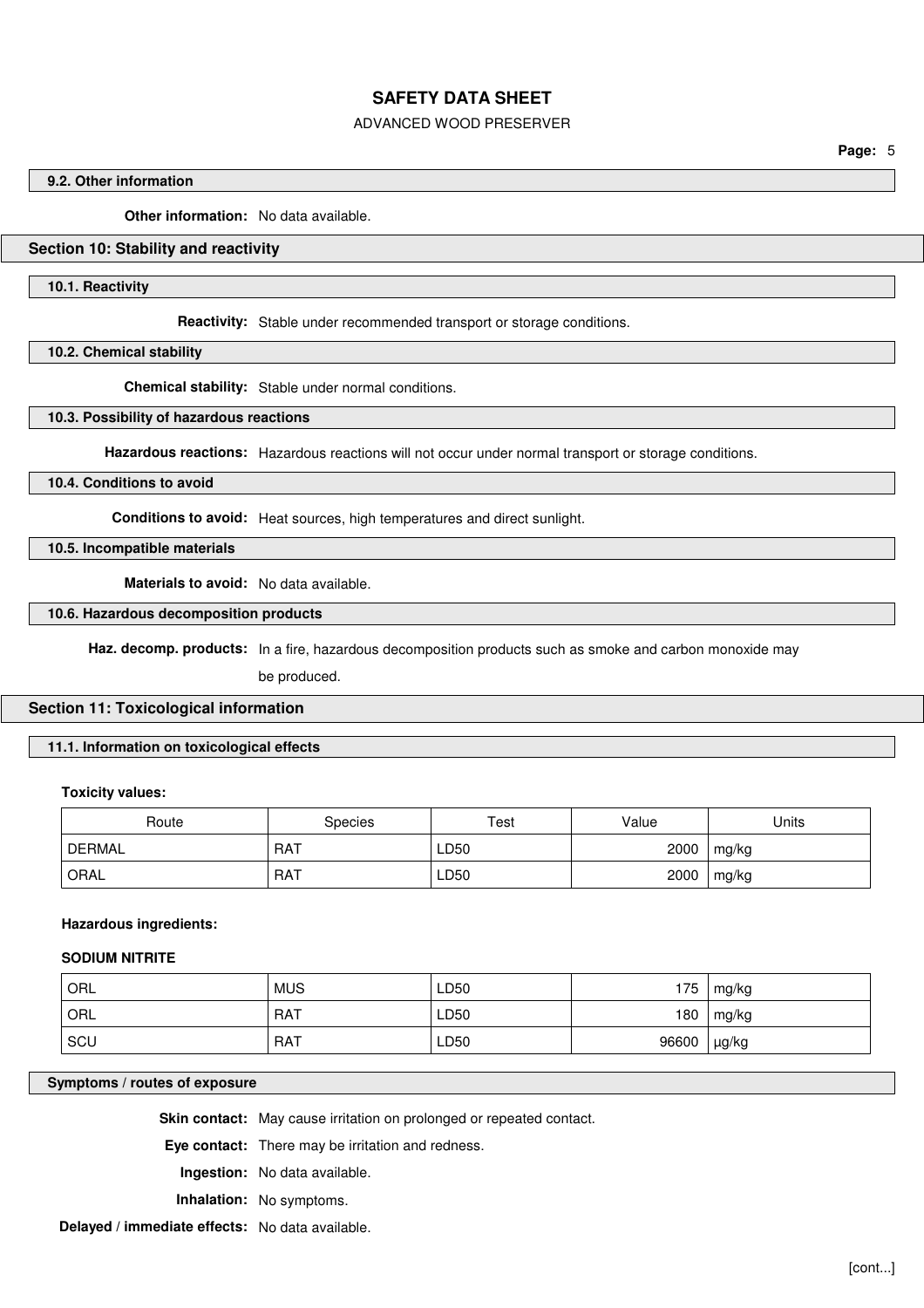### 9.2. Other information

**Other information:** No data available.

## Section 10: Stability and reactivity

### 10.1. Reactivity

**Reactivity:** Stable under recommended transport or storage conditions.

### 10.2. Chemical stability

**Chemical stability:** Stable under normal conditions.

### 10.3. Possibility of hazardous reactions

**Hazardous reactions:** Hazardous reactions will not occur under normal transport or storage conditions.

### 10.4. Conditions to avoid

**Conditions to avoid:** Heat sources, high temperatures and direct sunlight.

### 10.5. Incompatible materials

**Materials to avoid:** No data available.

### 10.6. Hazardous decomposition products

**Haz. decomp. products:** In a fire, hazardous decomposition products such as smoke and carbon monoxide may be produced.

## Section 11: Toxicological information

### 11.1. Information on toxicological effects

**Toxicity values:**

| Route | Species | Test | Value | Units |
|---|---|---|---|---|
| DERMAL | RAT | LD50 | 2000 | mg/kg |
| ORAL | RAT | LD50 | 2000 | mg/kg |

**Hazardous ingredients:**

**SODIUM NITRITE**

| | | | | |
|---|---|---|---|---|
| ORL | MUS | LD50 | 175 | mg/kg |
| ORL | RAT | LD50 | 180 | mg/kg |
| SCU | RAT | LD50 | 96600 | μg/kg |

### Symptoms / routes of exposure

**Skin contact:** May cause irritation on prolonged or repeated contact.

**Eye contact:** There may be irritation and redness.

**Ingestion:** No data available.

**Inhalation:** No symptoms.

**Delayed / immediate effects:** No data available.

[cont...]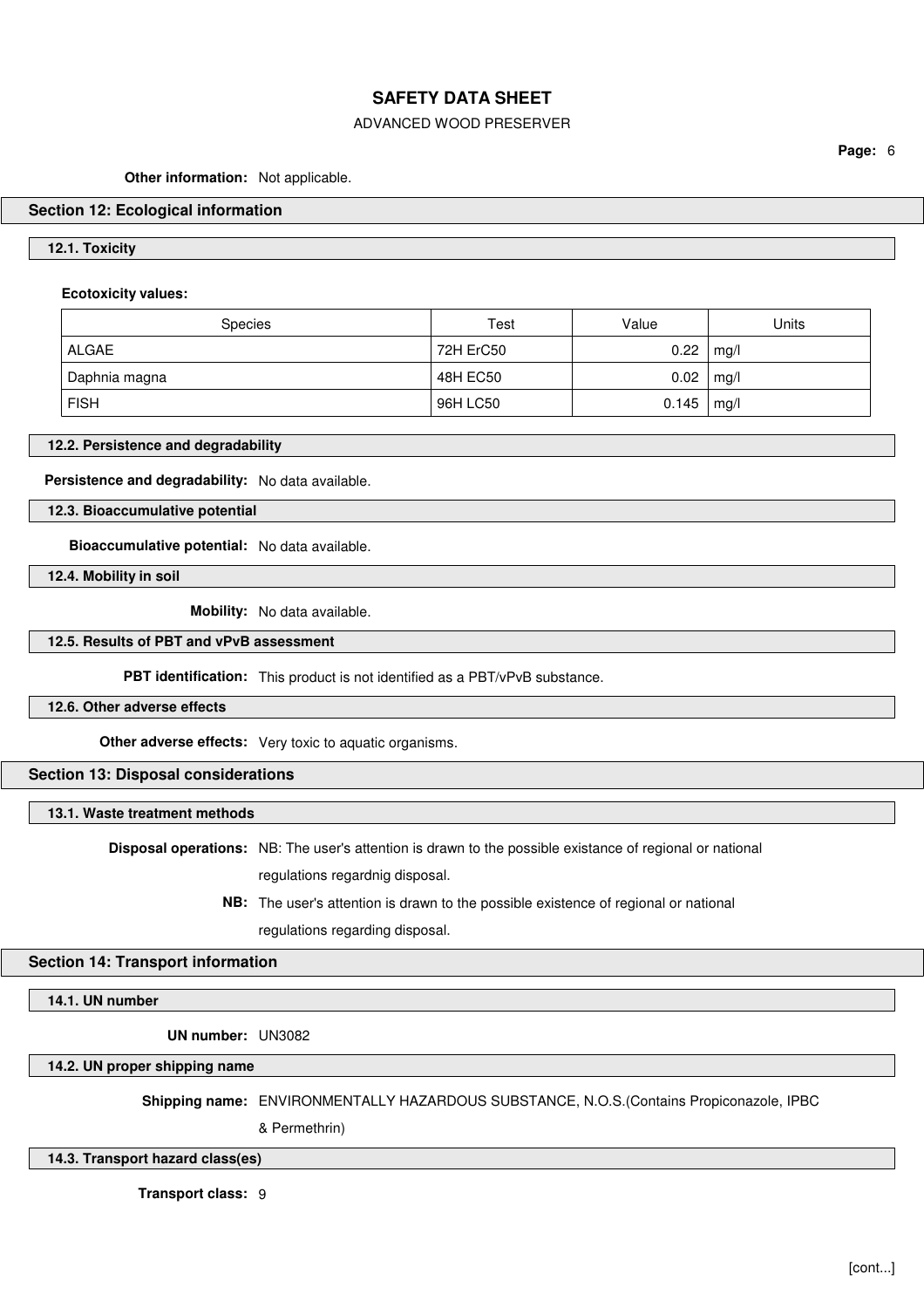**Other information:** Not applicable.

## Section 12: Ecological information

### 12.1. Toxicity

**Ecotoxicity values:**

| Species | Test | Value | Units |
|---|---|---|---|
| ALGAE | 72H ErC50 | 0.22 | mg/l |
| Daphnia magna | 48H EC50 | 0.02 | mg/l |
| FISH | 96H LC50 | 0.145 | mg/l |

### 12.2. Persistence and degradability

**Persistence and degradability:** No data available.

### 12.3. Bioaccumulative potential

**Bioaccumulative potential:** No data available.

### 12.4. Mobility in soil

**Mobility:** No data available.

### 12.5. Results of PBT and vPvB assessment

**PBT identification:** This product is not identified as a PBT/vPvB substance.

### 12.6. Other adverse effects

**Other adverse effects:** Very toxic to aquatic organisms.

## Section 13: Disposal considerations

### 13.1. Waste treatment methods

**Disposal operations:** NB: The user's attention is drawn to the possible existance of regional or national regulations regardnig disposal.

**NB:** The user's attention is drawn to the possible existence of regional or national regulations regarding disposal.

## Section 14: Transport information

### 14.1. UN number

**UN number:** UN3082

### 14.2. UN proper shipping name

**Shipping name:** ENVIRONMENTALLY HAZARDOUS SUBSTANCE, N.O.S.(Contains Propiconazole, IPBC & Permethrin)

### 14.3. Transport hazard class(es)

**Transport class:** 9

[cont...]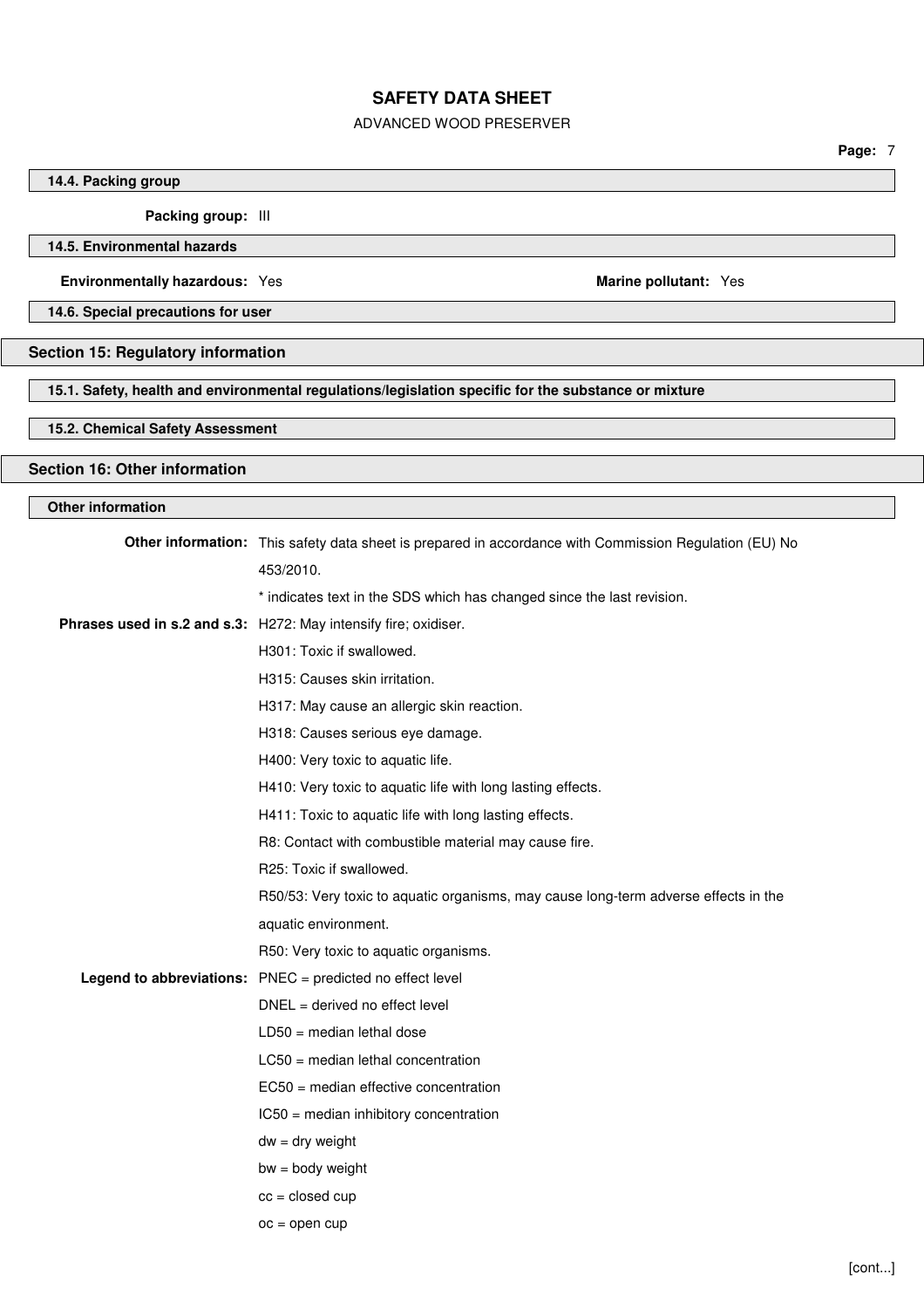### 14.4. Packing group

**Packing group:** III

### 14.5. Environmental hazards

**Environmentally hazardous:** Yes

**Marine pollutant:** Yes

### 14.6. Special precautions for user

## Section 15: Regulatory information

### 15.1. Safety, health and environmental regulations/legislation specific for the substance or mixture

### 15.2. Chemical Safety Assessment

## Section 16: Other information

### Other information

**Other information:** This safety data sheet is prepared in accordance with Commission Regulation (EU) No 453/2010.

* indicates text in the SDS which has changed since the last revision.

**Phrases used in s.2 and s.3:**

H272: May intensify fire; oxidiser.

H301: Toxic if swallowed.

H315: Causes skin irritation.

H317: May cause an allergic skin reaction.

H318: Causes serious eye damage.

H400: Very toxic to aquatic life.

H410: Very toxic to aquatic life with long lasting effects.

H411: Toxic to aquatic life with long lasting effects.

R8: Contact with combustible material may cause fire.

R25: Toxic if swallowed.

R50/53: Very toxic to aquatic organisms, may cause long-term adverse effects in the aquatic environment.

R50: Very toxic to aquatic organisms.

**Legend to abbreviations:**

PNEC = predicted no effect level

DNEL = derived no effect level

LD50 = median lethal dose

LC50 = median lethal concentration

EC50 = median effective concentration

IC50 = median inhibitory concentration

dw = dry weight

bw = body weight

cc = closed cup

oc = open cup

[cont...]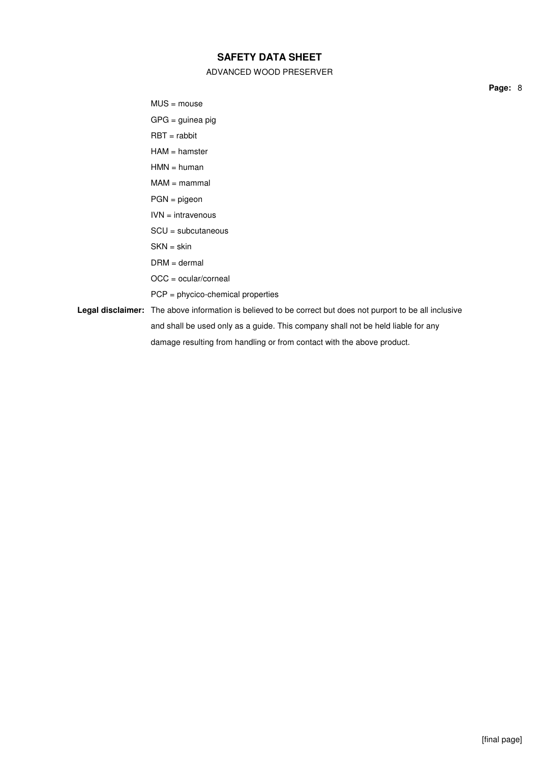MUS = mouse

GPG = guinea pig

RBT = rabbit

HAM = hamster

HMN = human

MAM = mammal

PGN = pigeon

IVN = intravenous

SCU = subcutaneous

SKN = skin

DRM = dermal

OCC = ocular/corneal

PCP = phycico-chemical properties

**Legal disclaimer:** The above information is believed to be correct but does not purport to be all inclusive and shall be used only as a guide. This company shall not be held liable for any damage resulting from handling or from contact with the above product.

[final page]